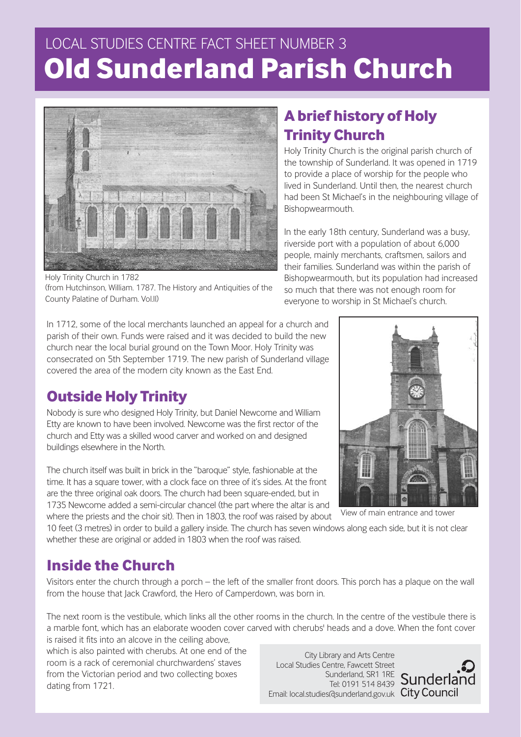LOCAL STUDIES CENTRE FACT SHEET NUMBER 3

# Old Sunderland Parish Church

Holy Trinity Church in 1782
(from Hutchinson, William. 1787. The History and Antiquities of the County Palatine of Durham. Vol.II)

## A brief history of Holy Trinity Church

Holy Trinity Church is the original parish church of the township of Sunderland. It was opened in 1719 to provide a place of worship for the people who lived in Sunderland. Until then, the nearest church had been St Michael's in the neighbouring village of Bishopwearmouth.

In the early 18th century, Sunderland was a busy, riverside port with a population of about 6,000 people, mainly merchants, craftsmen, sailors and their families. Sunderland was within the parish of Bishopwearmouth, but its population had increased so much that there was not enough room for everyone to worship in St Michael's church.

In 1712, some of the local merchants launched an appeal for a church and parish of their own. Funds were raised and it was decided to build the new church near the local burial ground on the Town Moor. Holy Trinity was consecrated on 5th September 1719. The new parish of Sunderland village covered the area of the modern city known as the East End.

## Outside Holy Trinity

Nobody is sure who designed Holy Trinity, but Daniel Newcome and William Etty are known to have been involved. Newcome was the first rector of the church and Etty was a skilled wood carver and worked on and designed buildings elsewhere in the North.

The church itself was built in brick in the "baroque" style, fashionable at the time. It has a square tower, with a clock face on three of it's sides. At the front are the three original oak doors. The church had been square-ended, but in 1735 Newcome added a semi-circular chancel (the part where the altar is and where the priests and the choir sit). Then in 1803, the roof was raised by about 10 feet (3 metres) in order to build a gallery inside. The church has seven windows along each side, but it is not clear whether these are original or added in 1803 when the roof was raised.

View of main entrance and tower

## Inside the Church

Visitors enter the church through a porch – the left of the smaller front doors. This porch has a plaque on the wall from the house that Jack Crawford, the Hero of Camperdown, was born in.

The next room is the vestibule, which links all the other rooms in the church. In the centre of the vestibule there is a marble font, which has an elaborate wooden cover carved with cherubs' heads and a dove. When the font cover is raised it fits into an alcove in the ceiling above, which is also painted with cherubs. At one end of the room is a rack of ceremonial churchwardens' staves from the Victorian period and two collecting boxes dating from 1721.

City Library and Arts Centre
Local Studies Centre, Fawcett Street
Sunderland, SR1 1RE
Tel: 0191 514 8439
Email: local.studies@sunderland.gov.uk

Sunderland City Council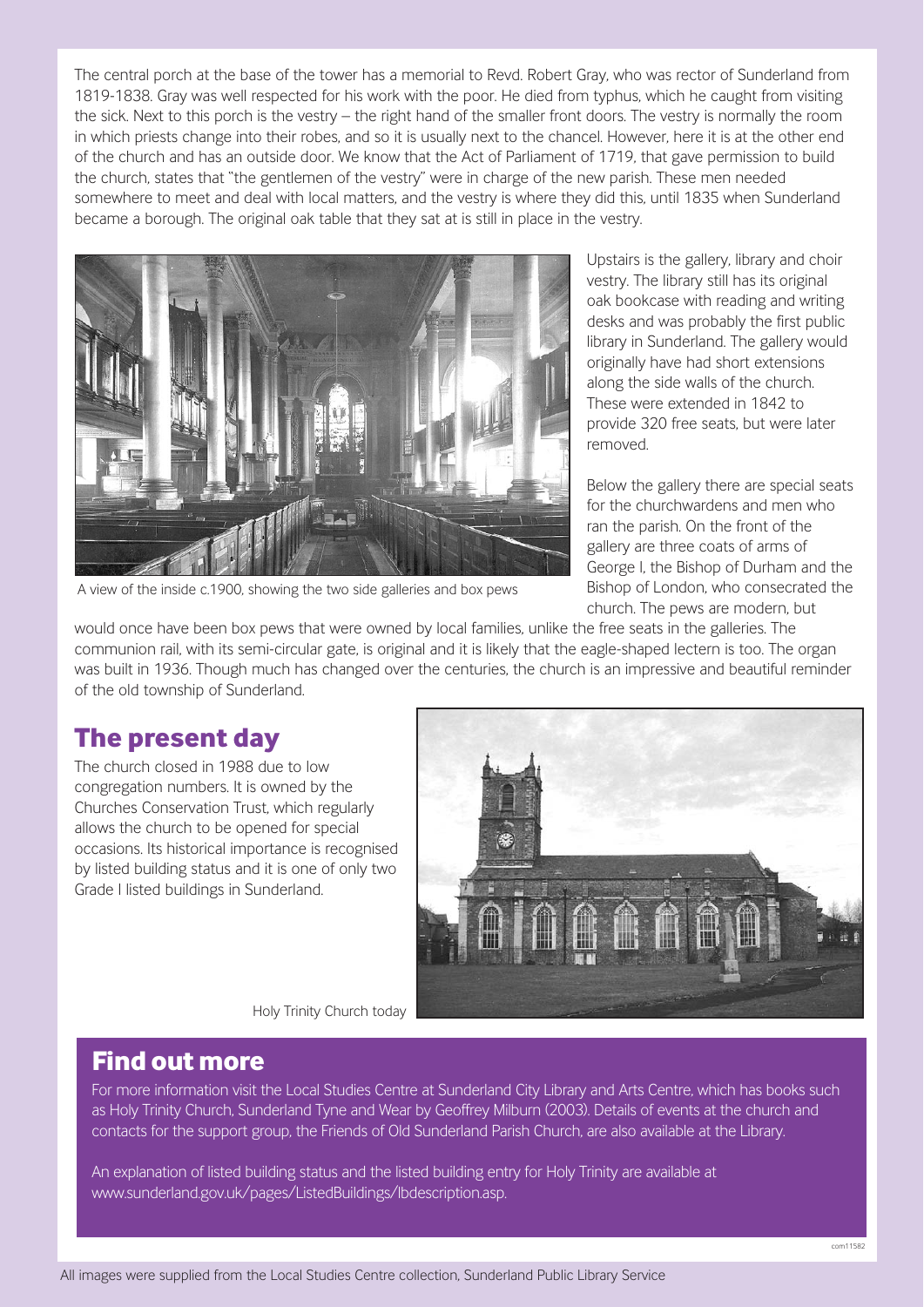The central porch at the base of the tower has a memorial to Revd. Robert Gray, who was rector of Sunderland from 1819-1838. Gray was well respected for his work with the poor. He died from typhus, which he caught from visiting the sick. Next to this porch is the vestry – the right hand of the smaller front doors. The vestry is normally the room in which priests change into their robes, and so it is usually next to the chancel. However, here it is at the other end of the church and has an outside door. We know that the Act of Parliament of 1719, that gave permission to build the church, states that "the gentlemen of the vestry" were in charge of the new parish. These men needed somewhere to meet and deal with local matters, and the vestry is where they did this, until 1835 when Sunderland became a borough. The original oak table that they sat at is still in place in the vestry.

A view of the inside c.1900, showing the two side galleries and box pews

Upstairs is the gallery, library and choir vestry. The library still has its original oak bookcase with reading and writing desks and was probably the first public library in Sunderland. The gallery would originally have had short extensions along the side walls of the church. These were extended in 1842 to provide 320 free seats, but were later removed.

Below the gallery there are special seats for the churchwardens and men who ran the parish. On the front of the gallery are three coats of arms of George I, the Bishop of Durham and the Bishop of London, who consecrated the church. The pews are modern, but would once have been box pews that were owned by local families, unlike the free seats in the galleries. The communion rail, with its semi-circular gate, is original and it is likely that the eagle-shaped lectern is too. The organ was built in 1936. Though much has changed over the centuries, the church is an impressive and beautiful reminder of the old township of Sunderland.

## The present day

The church closed in 1988 due to low congregation numbers. It is owned by the Churches Conservation Trust, which regularly allows the church to be opened for special occasions. Its historical importance is recognised by listed building status and it is one of only two Grade I listed buildings in Sunderland.

Holy Trinity Church today

## Find out more

For more information visit the Local Studies Centre at Sunderland City Library and Arts Centre, which has books such as Holy Trinity Church, Sunderland Tyne and Wear by Geoffrey Milburn (2003). Details of events at the church and contacts for the support group, the Friends of Old Sunderland Parish Church, are also available at the Library.

An explanation of listed building status and the listed building entry for Holy Trinity are available at www.sunderland.gov.uk/pages/ListedBuildings/lbdescription.asp.

com11582

All images were supplied from the Local Studies Centre collection, Sunderland Public Library Service